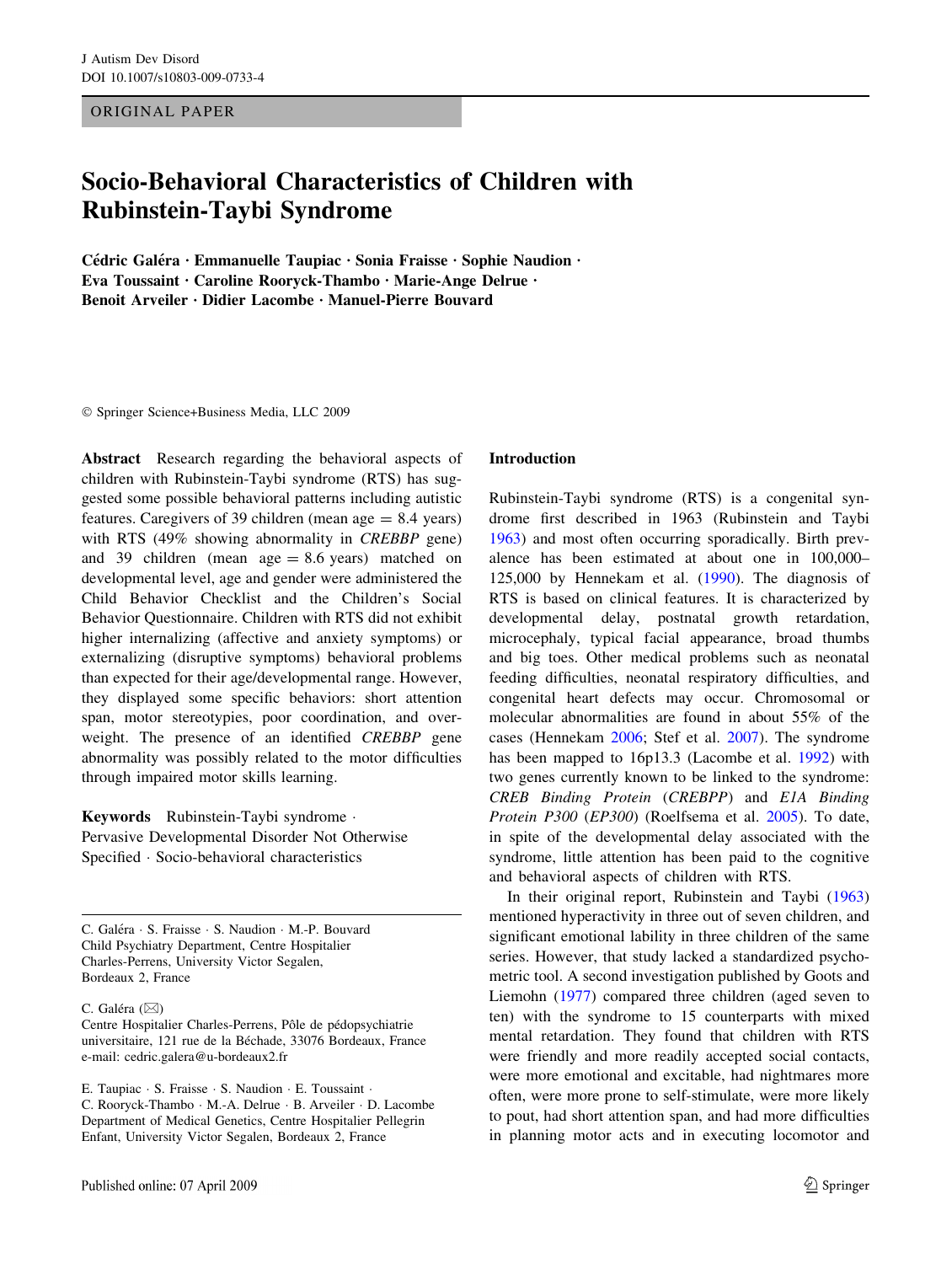ORIGINAL PAPER

# Socio-Behavioral Characteristics of Children with Rubinstein-Taybi Syndrome

**Cédric Galéra · Emmanuelle Taupiac · Sonia Fraisse · Sophie Naudion · Eva Toussaint · Caroline Rooryck-Thambo · Marie-Ange Delrue · Benoit Arveiler · Didier Lacombe · Manuel-Pierre Bouvard**

© Springer Science+Business Media, LLC 2009

**Abstract** Research regarding the behavioral aspects of children with Rubinstein-Taybi syndrome (RTS) has suggested some possible behavioral patterns including autistic features. Caregivers of 39 children (mean age = 8.4 years) with RTS (49% showing abnormality in *CREBBP* gene) and 39 children (mean age = 8.6 years) matched on developmental level, age and gender were administered the Child Behavior Checklist and the Children's Social Behavior Questionnaire. Children with RTS did not exhibit higher internalizing (affective and anxiety symptoms) or externalizing (disruptive symptoms) behavioral problems than expected for their age/developmental range. However, they displayed some specific behaviors: short attention span, motor stereotypies, poor coordination, and overweight. The presence of an identified *CREBBP* gene abnormality was possibly related to the motor difficulties through impaired motor skills learning.

**Keywords** Rubinstein-Taybi syndrome · Pervasive Developmental Disorder Not Otherwise Specified · Socio-behavioral characteristics

C. Galéra · S. Fraisse · S. Naudion · M.-P. Bouvard
Child Psychiatry Department, Centre Hospitalier Charles-Perrens, University Victor Segalen, Bordeaux 2, France

C. Galéra (✉)
Centre Hospitalier Charles-Perrens, Pôle de pédopsychiatrie universitaire, 121 rue de la Béchade, 33076 Bordeaux, France
e-mail: cedric.galera@u-bordeaux2.fr

E. Taupiac · S. Fraisse · S. Naudion · E. Toussaint · C. Rooryck-Thambo · M.-A. Delrue · B. Arveiler · D. Lacombe
Department of Medical Genetics, Centre Hospitalier Pellegrin Enfant, University Victor Segalen, Bordeaux 2, France

## Introduction

Rubinstein-Taybi syndrome (RTS) is a congenital syndrome first described in 1963 (Rubinstein and Taybi 1963) and most often occurring sporadically. Birth prevalence has been estimated at about one in 100,000–125,000 by Hennekam et al. (1990). The diagnosis of RTS is based on clinical features. It is characterized by developmental delay, postnatal growth retardation, microcephaly, typical facial appearance, broad thumbs and big toes. Other medical problems such as neonatal feeding difficulties, neonatal respiratory difficulties, and congenital heart defects may occur. Chromosomal or molecular abnormalities are found in about 55% of the cases (Hennekam 2006; Stef et al. 2007). The syndrome has been mapped to 16p13.3 (Lacombe et al. 1992) with two genes currently known to be linked to the syndrome: *CREB Binding Protein* (*CREBPP*) and *E1A Binding Protein P300* (*EP300*) (Roelfsema et al. 2005). To date, in spite of the developmental delay associated with the syndrome, little attention has been paid to the cognitive and behavioral aspects of children with RTS.

In their original report, Rubinstein and Taybi (1963) mentioned hyperactivity in three out of seven children, and significant emotional lability in three children of the same series. However, that study lacked a standardized psychometric tool. A second investigation published by Goots and Liemohn (1977) compared three children (aged seven to ten) with the syndrome to 15 counterparts with mixed mental retardation. They found that children with RTS were friendly and more readily accepted social contacts, were more emotional and excitable, had nightmares more often, were more prone to self-stimulate, were more likely to pout, had short attention span, and had more difficulties in planning motor acts and in executing locomotor and

Published online: 07 April 2009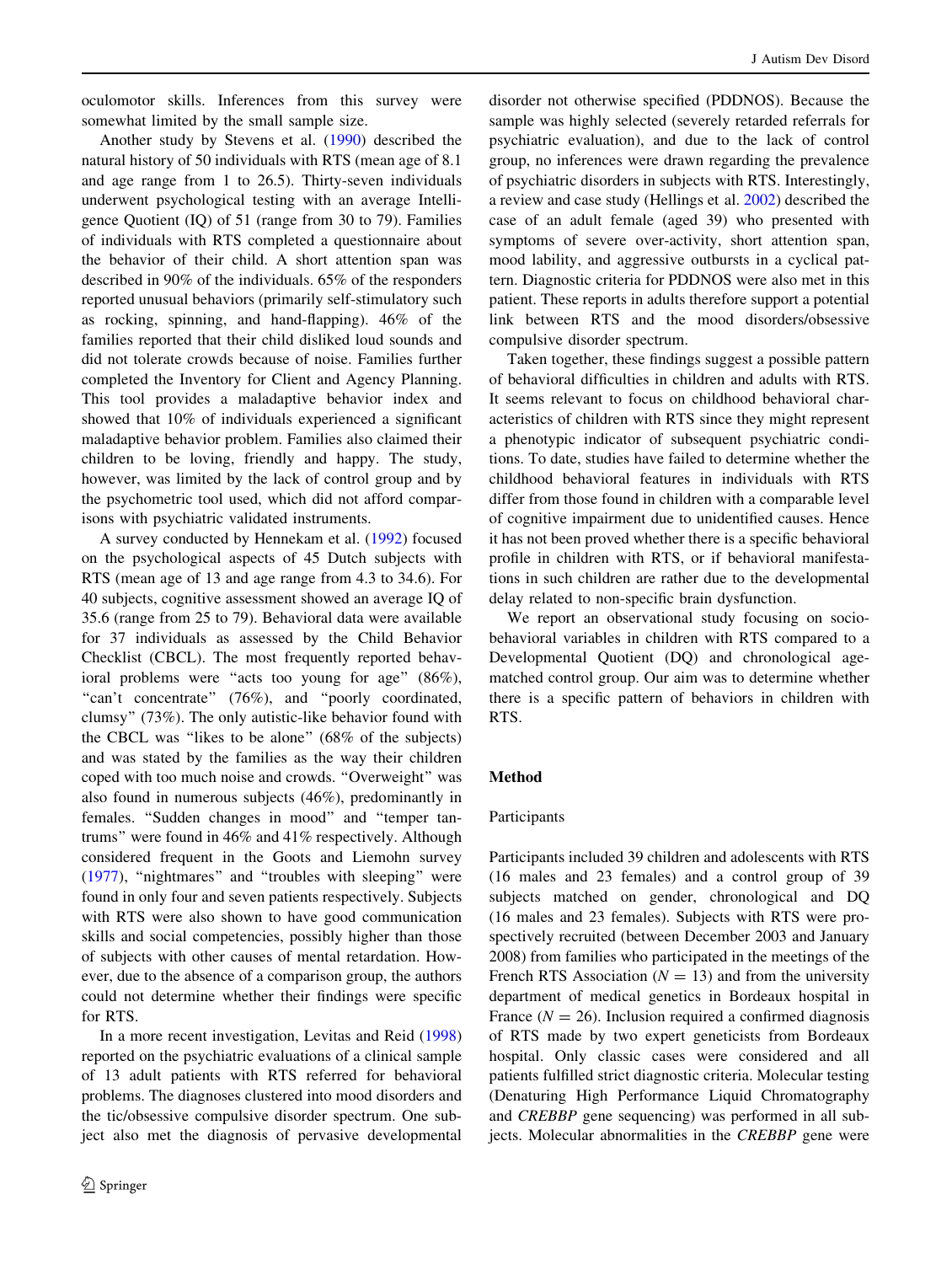oculomotor skills. Inferences from this survey were somewhat limited by the small sample size.

Another study by Stevens et al. (1990) described the natural history of 50 individuals with RTS (mean age of 8.1 and age range from 1 to 26.5). Thirty-seven individuals underwent psychological testing with an average Intelligence Quotient (IQ) of 51 (range from 30 to 79). Families of individuals with RTS completed a questionnaire about the behavior of their child. A short attention span was described in 90% of the individuals. 65% of the responders reported unusual behaviors (primarily self-stimulatory such as rocking, spinning, and hand-flapping). 46% of the families reported that their child disliked loud sounds and did not tolerate crowds because of noise. Families further completed the Inventory for Client and Agency Planning. This tool provides a maladaptive behavior index and showed that 10% of individuals experienced a significant maladaptive behavior problem. Families also claimed their children to be loving, friendly and happy. The study, however, was limited by the lack of control group and by the psychometric tool used, which did not afford comparisons with psychiatric validated instruments.

A survey conducted by Hennekam et al. (1992) focused on the psychological aspects of 45 Dutch subjects with RTS (mean age of 13 and age range from 4.3 to 34.6). For 40 subjects, cognitive assessment showed an average IQ of 35.6 (range from 25 to 79). Behavioral data were available for 37 individuals as assessed by the Child Behavior Checklist (CBCL). The most frequently reported behavioral problems were "acts too young for age" (86%), "can't concentrate" (76%), and "poorly coordinated, clumsy" (73%). The only autistic-like behavior found with the CBCL was "likes to be alone" (68% of the subjects) and was stated by the families as the way their children coped with too much noise and crowds. "Overweight" was also found in numerous subjects (46%), predominantly in females. "Sudden changes in mood" and "temper tantrums" were found in 46% and 41% respectively. Although considered frequent in the Goots and Liemohn survey (1977), "nightmares" and "troubles with sleeping" were found in only four and seven patients respectively. Subjects with RTS were also shown to have good communication skills and social competencies, possibly higher than those of subjects with other causes of mental retardation. However, due to the absence of a comparison group, the authors could not determine whether their findings were specific for RTS.

In a more recent investigation, Levitas and Reid (1998) reported on the psychiatric evaluations of a clinical sample of 13 adult patients with RTS referred for behavioral problems. The diagnoses clustered into mood disorders and the tic/obsessive compulsive disorder spectrum. One subject also met the diagnosis of pervasive developmental disorder not otherwise specified (PDDNOS). Because the sample was highly selected (severely retarded referrals for psychiatric evaluation), and due to the lack of control group, no inferences were drawn regarding the prevalence of psychiatric disorders in subjects with RTS. Interestingly, a review and case study (Hellings et al. 2002) described the case of an adult female (aged 39) who presented with symptoms of severe over-activity, short attention span, mood lability, and aggressive outbursts in a cyclical pattern. Diagnostic criteria for PDDNOS were also met in this patient. These reports in adults therefore support a potential link between RTS and the mood disorders/obsessive compulsive disorder spectrum.

Taken together, these findings suggest a possible pattern of behavioral difficulties in children and adults with RTS. It seems relevant to focus on childhood behavioral characteristics of children with RTS since they might represent a phenotypic indicator of subsequent psychiatric conditions. To date, studies have failed to determine whether the childhood behavioral features in individuals with RTS differ from those found in children with a comparable level of cognitive impairment due to unidentified causes. Hence it has not been proved whether there is a specific behavioral profile in children with RTS, or if behavioral manifestations in such children are rather due to the developmental delay related to non-specific brain dysfunction.

We report an observational study focusing on socio-behavioral variables in children with RTS compared to a Developmental Quotient (DQ) and chronological age-matched control group. Our aim was to determine whether there is a specific pattern of behaviors in children with RTS.

## Method

### Participants

Participants included 39 children and adolescents with RTS (16 males and 23 females) and a control group of 39 subjects matched on gender, chronological and DQ (16 males and 23 females). Subjects with RTS were prospectively recruited (between December 2003 and January 2008) from families who participated in the meetings of the French RTS Association ($N = 13$) and from the university department of medical genetics in Bordeaux hospital in France ($N = 26$). Inclusion required a confirmed diagnosis of RTS made by two expert geneticists from Bordeaux hospital. Only classic cases were considered and all patients fulfilled strict diagnostic criteria. Molecular testing (Denaturing High Performance Liquid Chromatography and *CREBBP* gene sequencing) was performed in all subjects. Molecular abnormalities in the *CREBBP* gene were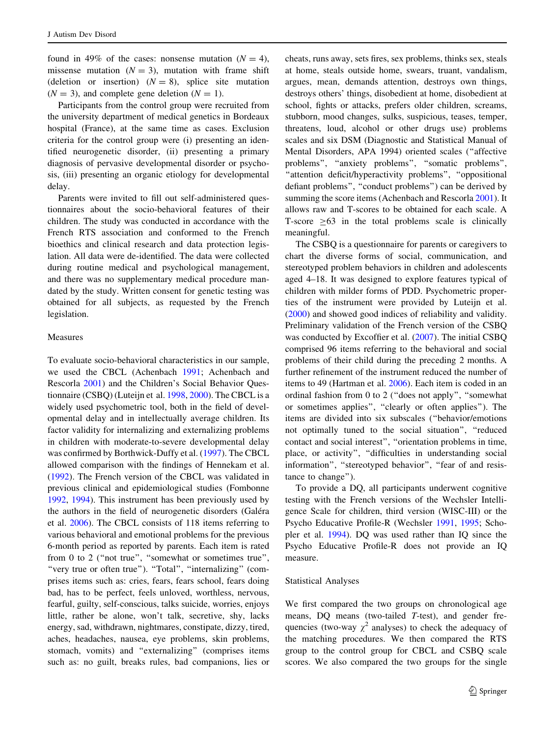found in 49% of the cases: nonsense mutation ($N = 4$), missense mutation ($N = 3$), mutation with frame shift (deletion or insertion) ($N = 8$), splice site mutation ($N = 3$), and complete gene deletion ($N = 1$).

Participants from the control group were recruited from the university department of medical genetics in Bordeaux hospital (France), at the same time as cases. Exclusion criteria for the control group were (i) presenting an identified neurogenetic disorder, (ii) presenting a primary diagnosis of pervasive developmental disorder or psychosis, (iii) presenting an organic etiology for developmental delay.

Parents were invited to fill out self-administered questionnaires about the socio-behavioral features of their children. The study was conducted in accordance with the French RTS association and conformed to the French bioethics and clinical research and data protection legislation. All data were de-identified. The data were collected during routine medical and psychological management, and there was no supplementary medical procedure mandated by the study. Written consent for genetic testing was obtained for all subjects, as requested by the French legislation.

### Measures

To evaluate socio-behavioral characteristics in our sample, we used the CBCL (Achenbach 1991; Achenbach and Rescorla 2001) and the Children's Social Behavior Questionnaire (CSBQ) (Luteijn et al. 1998, 2000). The CBCL is a widely used psychometric tool, both in the field of developmental delay and in intellectually average children. Its factor validity for internalizing and externalizing problems in children with moderate-to-severe developmental delay was confirmed by Borthwick-Duffy et al. (1997). The CBCL allowed comparison with the findings of Hennekam et al. (1992). The French version of the CBCL was validated in previous clinical and epidemiological studies (Fombonne 1992, 1994). This instrument has been previously used by the authors in the field of neurogenetic disorders (Galéra et al. 2006). The CBCL consists of 118 items referring to various behavioral and emotional problems for the previous 6-month period as reported by parents. Each item is rated from 0 to 2 ("not true", "somewhat or sometimes true", "very true or often true"). "Total", "internalizing" (comprises items such as: cries, fears, fears school, fears doing bad, has to be perfect, feels unloved, worthless, nervous, fearful, guilty, self-conscious, talks suicide, worries, enjoys little, rather be alone, won't talk, secretive, shy, lacks energy, sad, withdrawn, nightmares, constipate, dizzy, tired, aches, headaches, nausea, eye problems, skin problems, stomach, vomits) and "externalizing" (comprises items such as: no guilt, breaks rules, bad companions, lies or cheats, runs away, sets fires, sex problems, thinks sex, steals at home, steals outside home, swears, truant, vandalism, argues, mean, demands attention, destroys own things, destroys others' things, disobedient at home, disobedient at school, fights or attacks, prefers older children, screams, stubborn, mood changes, sulks, suspicious, teases, temper, threatens, loud, alcohol or other drugs use) problems scales and six DSM (Diagnostic and Statistical Manual of Mental Disorders, APA 1994) oriented scales ("affective problems", "anxiety problems", "somatic problems", "attention deficit/hyperactivity problems", "oppositional defiant problems", "conduct problems") can be derived by summing the score items (Achenbach and Rescorla 2001). It allows raw and T-scores to be obtained for each scale. A T-score $\geq 63$ in the total problems scale is clinically meaningful.

The CSBQ is a questionnaire for parents or caregivers to chart the diverse forms of social, communication, and stereotyped problem behaviors in children and adolescents aged 4–18. It was designed to explore features typical of children with milder forms of PDD. Psychometric properties of the instrument were provided by Luteijn et al. (2000) and showed good indices of reliability and validity. Preliminary validation of the French version of the CSBQ was conducted by Excoffier et al. (2007). The initial CSBQ comprised 96 items referring to the behavioral and social problems of their child during the preceding 2 months. A further refinement of the instrument reduced the number of items to 49 (Hartman et al. 2006). Each item is coded in an ordinal fashion from 0 to 2 ("does not apply", "somewhat or sometimes applies", "clearly or often applies"). The items are divided into six subscales ("behavior/emotions not optimally tuned to the social situation", "reduced contact and social interest", "orientation problems in time, place, or activity", "difficulties in understanding social information", "stereotyped behavior", "fear of and resistance to change").

To provide a DQ, all participants underwent cognitive testing with the French versions of the Wechsler Intelligence Scale for children, third version (WISC-III) or the Psycho Educative Profile-R (Wechsler 1991, 1995; Schopler et al. 1994). DQ was used rather than IQ since the Psycho Educative Profile-R does not provide an IQ measure.

### Statistical Analyses

We first compared the two groups on chronological age means, DQ means (two-tailed *T*-test), and gender frequencies (two-way $\chi^2$ analyses) to check the adequacy of the matching procedures. We then compared the RTS group to the control group for CBCL and CSBQ scale scores. We also compared the two groups for the single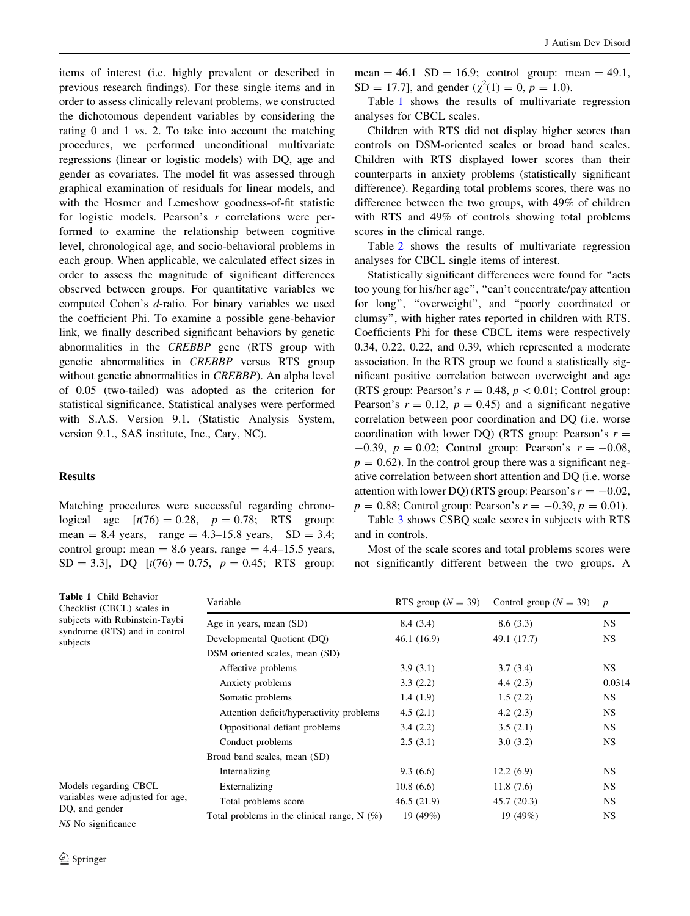items of interest (i.e. highly prevalent or described in previous research findings). For these single items and in order to assess clinically relevant problems, we constructed the dichotomous dependent variables by considering the rating 0 and 1 vs. 2. To take into account the matching procedures, we performed unconditional multivariate regressions (linear or logistic models) with DQ, age and gender as covariates. The model fit was assessed through graphical examination of residuals for linear models, and with the Hosmer and Lemeshow goodness-of-fit statistic for logistic models. Pearson's $r$ correlations were performed to examine the relationship between cognitive level, chronological age, and socio-behavioral problems in each group. When applicable, we calculated effect sizes in order to assess the magnitude of significant differences observed between groups. For quantitative variables we computed Cohen's $d$-ratio. For binary variables we used the coefficient Phi. To examine a possible gene-behavior link, we finally described significant behaviors by genetic abnormalities in the *CREBBP* gene (RTS group with genetic abnormalities in *CREBBP* versus RTS group without genetic abnormalities in *CREBBP*). An alpha level of 0.05 (two-tailed) was adopted as the criterion for statistical significance. Statistical analyses were performed with S.A.S. Version 9.1. (Statistic Analysis System, version 9.1., SAS institute, Inc., Cary, NC).

## Results

Matching procedures were successful regarding chronological age [$t(76) = 0.28$, $p = 0.78$; RTS group: mean = 8.4 years, range = 4.3–15.8 years, SD = 3.4; control group: mean = 8.6 years, range = 4.4–15.5 years, SD = 3.3], DQ [$t(76) = 0.75$, $p = 0.45$; RTS group: mean = 46.1 SD = 16.9; control group: mean = 49.1, SD = 17.7], and gender ($\chi^2(1) = 0$, $p = 1.0$).

Table 1 shows the results of multivariate regression analyses for CBCL scales.

Children with RTS did not display higher scores than controls on DSM-oriented scales or broad band scales. Children with RTS displayed lower scores than their counterparts in anxiety problems (statistically significant difference). Regarding total problems scores, there was no difference between the two groups, with 49% of children with RTS and 49% of controls showing total problems scores in the clinical range.

Table 2 shows the results of multivariate regression analyses for CBCL single items of interest.

Statistically significant differences were found for "acts too young for his/her age", "can't concentrate/pay attention for long", "overweight", and "poorly coordinated or clumsy", with higher rates reported in children with RTS. Coefficients Phi for these CBCL items were respectively 0.34, 0.22, 0.22, and 0.39, which represented a moderate association. In the RTS group we found a statistically significant positive correlation between overweight and age (RTS group: Pearson's $r = 0.48$, $p < 0.01$; Control group: Pearson's $r = 0.12$, $p = 0.45$) and a significant negative correlation between poor coordination and DQ (i.e. worse coordination with lower DQ) (RTS group: Pearson's $r = -0.39$, $p = 0.02$; Control group: Pearson's $r = -0.08$, $p = 0.62$). In the control group there was a significant negative correlation between short attention and DQ (i.e. worse attention with lower DQ) (RTS group: Pearson's $r = -0.02$, $p = 0.88$; Control group: Pearson's $r = -0.39$, $p = 0.01$).

Table 3 shows CSBQ scale scores in subjects with RTS and in controls.

Most of the scale scores and total problems scores were not significantly different between the two groups. A

**Table 1** Child Behavior Checklist (CBCL) scales in subjects with Rubinstein-Taybi syndrome (RTS) and in control subjects

| Variable | RTS group ($N = 39$) | Control group ($N = 39$) | $p$ |
|---|---|---|---|
| Age in years, mean (SD) | 8.4 (3.4) | 8.6 (3.3) | NS |
| Developmental Quotient (DQ) | 46.1 (16.9) | 49.1 (17.7) | NS |
| DSM oriented scales, mean (SD) | | | |
| Affective problems | 3.9 (3.1) | 3.7 (3.4) | NS |
| Anxiety problems | 3.3 (2.2) | 4.4 (2.3) | 0.0314 |
| Somatic problems | 1.4 (1.9) | 1.5 (2.2) | NS |
| Attention deficit/hyperactivity problems | 4.5 (2.1) | 4.2 (2.3) | NS |
| Oppositional defiant problems | 3.4 (2.2) | 3.5 (2.1) | NS |
| Conduct problems | 2.5 (3.1) | 3.0 (3.2) | NS |
| Broad band scales, mean (SD) | | | |
| Internalizing | 9.3 (6.6) | 12.2 (6.9) | NS |
| Externalizing | 10.8 (6.6) | 11.8 (7.6) | NS |
| Total problems score | 46.5 (21.9) | 45.7 (20.3) | NS |
| Total problems in the clinical range, N (%) | 19 (49%) | 19 (49%) | NS |

Models regarding CBCL variables were adjusted for age, DQ, and gender

*NS* No significance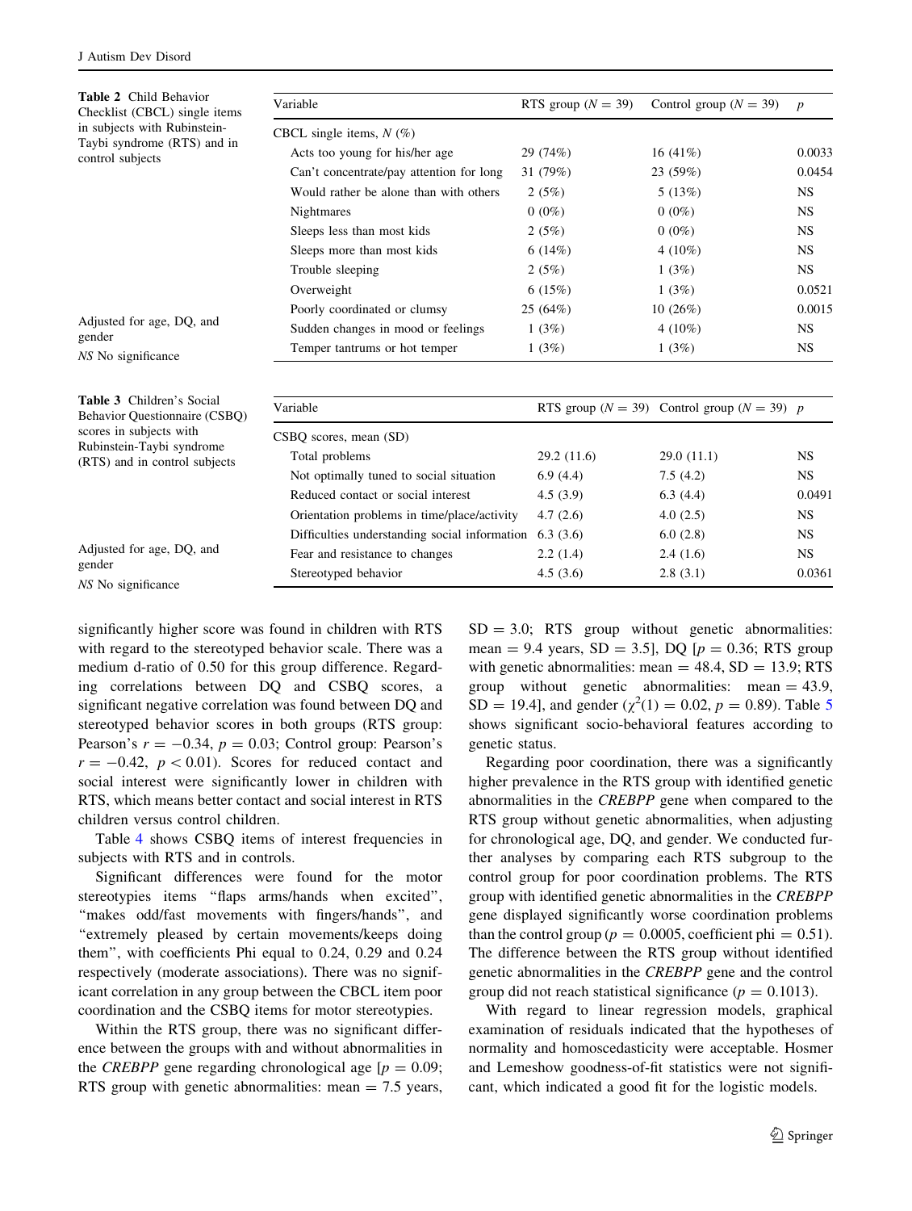**Table 2** Child Behavior Checklist (CBCL) single items in subjects with Rubinstein-Taybi syndrome (RTS) and in control subjects

| Variable | RTS group ($N = 39$) | Control group ($N = 39$) | $p$ |
|---|---|---|---|
| CBCL single items, N (%) | | | |
| Acts too young for his/her age | 29 (74%) | 16 (41%) | 0.0033 |
| Can't concentrate/pay attention for long | 31 (79%) | 23 (59%) | 0.0454 |
| Would rather be alone than with others | 2 (5%) | 5 (13%) | NS |
| Nightmares | 0 (0%) | 0 (0%) | NS |
| Sleeps less than most kids | 2 (5%) | 0 (0%) | NS |
| Sleeps more than most kids | 6 (14%) | 4 (10%) | NS |
| Trouble sleeping | 2 (5%) | 1 (3%) | NS |
| Overweight | 6 (15%) | 1 (3%) | 0.0521 |
| Poorly coordinated or clumsy | 25 (64%) | 10 (26%) | 0.0015 |
| Sudden changes in mood or feelings | 1 (3%) | 4 (10%) | NS |
| Temper tantrums or hot temper | 1 (3%) | 1 (3%) | NS |

Adjusted for age, DQ, and gender

*NS* No significance

**Table 3** Children's Social Behavior Questionnaire (CSBQ) scores in subjects with Rubinstein-Taybi syndrome (RTS) and in control subjects

| Variable | RTS group ($N = 39$) | Control group ($N = 39$) | $p$ |
|---|---|---|---|
| CSBQ scores, mean (SD) | | | |
| Total problems | 29.2 (11.6) | 29.0 (11.1) | NS |
| Not optimally tuned to social situation | 6.9 (4.4) | 7.5 (4.2) | NS |
| Reduced contact or social interest | 4.5 (3.9) | 6.3 (4.4) | 0.0491 |
| Orientation problems in time/place/activity | 4.7 (2.6) | 4.0 (2.5) | NS |
| Difficulties understanding social information | 6.3 (3.6) | 6.0 (2.8) | NS |
| Fear and resistance to changes | 2.2 (1.4) | 2.4 (1.6) | NS |
| Stereotyped behavior | 4.5 (3.6) | 2.8 (3.1) | 0.0361 |

Adjusted for age, DQ, and gender

*NS* No significance

significantly higher score was found in children with RTS with regard to the stereotyped behavior scale. There was a medium d-ratio of 0.50 for this group difference. Regarding correlations between DQ and CSBQ scores, a significant negative correlation was found between DQ and stereotyped behavior scores in both groups (RTS group: Pearson's $r = -0.34$, $p = 0.03$; Control group: Pearson's $r = -0.42$, $p < 0.01$). Scores for reduced contact and social interest were significantly lower in children with RTS, which means better contact and social interest in RTS children versus control children.

Table 4 shows CSBQ items of interest frequencies in subjects with RTS and in controls.

Significant differences were found for the motor stereotypies items "flaps arms/hands when excited", "makes odd/fast movements with fingers/hands", and "extremely pleased by certain movements/keeps doing them", with coefficients Phi equal to 0.24, 0.29 and 0.24 respectively (moderate associations). There was no significant correlation in any group between the CBCL item poor coordination and the CSBQ items for motor stereotypies.

Within the RTS group, there was no significant difference between the groups with and without abnormalities in the *CREBPP* gene regarding chronological age [$p = 0.09$; RTS group with genetic abnormalities: mean = 7.5 years, SD = 3.0; RTS group without genetic abnormalities: mean = 9.4 years, SD = 3.5], DQ [$p = 0.36$; RTS group with genetic abnormalities: mean = 48.4, SD = 13.9; RTS group without genetic abnormalities: mean = 43.9, SD = 19.4], and gender ($\chi^2(1) = 0.02$, $p = 0.89$). Table 5 shows significant socio-behavioral features according to genetic status.

Regarding poor coordination, there was a significantly higher prevalence in the RTS group with identified genetic abnormalities in the *CREBPP* gene when compared to the RTS group without genetic abnormalities, when adjusting for chronological age, DQ, and gender. We conducted further analyses by comparing each RTS subgroup to the control group for poor coordination problems. The RTS group with identified genetic abnormalities in the *CREBPP* gene displayed significantly worse coordination problems than the control group ($p = 0.0005$, coefficient phi $= 0.51$). The difference between the RTS group without identified genetic abnormalities in the *CREBPP* gene and the control group did not reach statistical significance ($p = 0.1013$).

With regard to linear regression models, graphical examination of residuals indicated that the hypotheses of normality and homoscedasticity were acceptable. Hosmer and Lemeshow goodness-of-fit statistics were not significant, which indicated a good fit for the logistic models.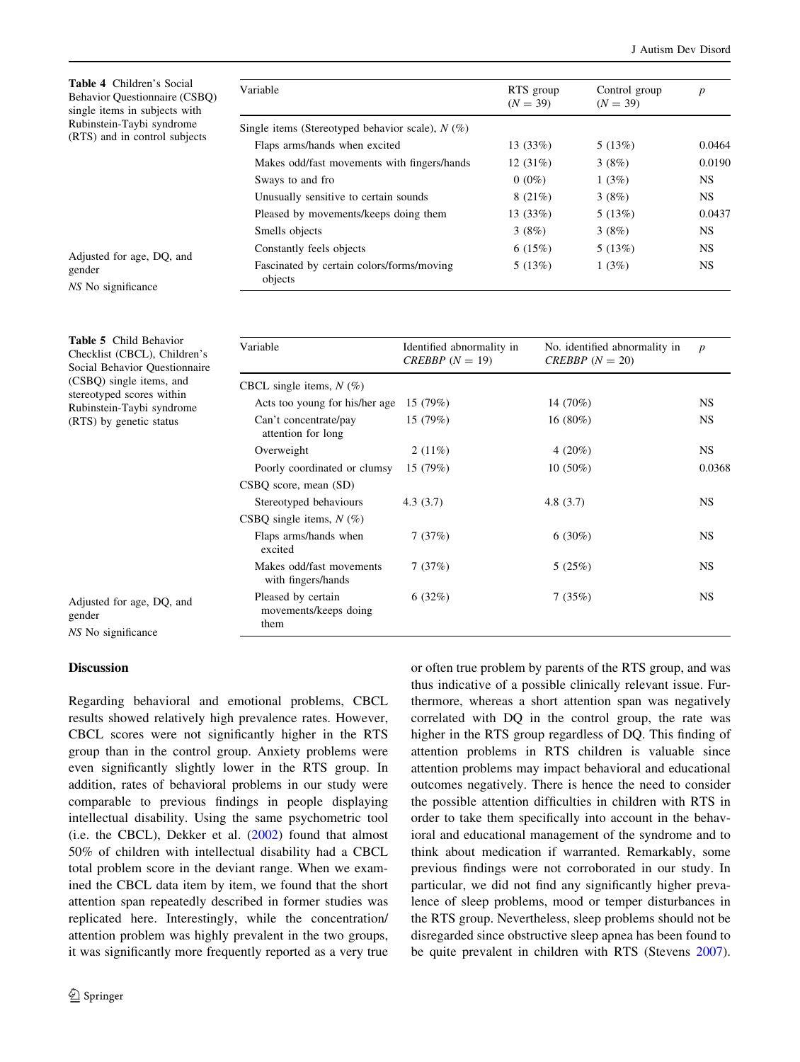**Table 4** Children's Social Behavior Questionnaire (CSBQ) single items in subjects with Rubinstein-Taybi syndrome (RTS) and in control subjects

| Variable | RTS group (*N* = 39) | Control group (*N* = 39) | *p* |
|---|---|---|---|
| Single items (Stereotyped behavior scale), *N* (%) | | | |
| Flaps arms/hands when excited | 13 (33%) | 5 (13%) | 0.0464 |
| Makes odd/fast movements with fingers/hands | 12 (31%) | 3 (8%) | 0.0190 |
| Sways to and fro | 0 (0%) | 1 (3%) | NS |
| Unusually sensitive to certain sounds | 8 (21%) | 3 (8%) | NS |
| Pleased by movements/keeps doing them | 13 (33%) | 5 (13%) | 0.0437 |
| Smells objects | 3 (8%) | 3 (8%) | NS |
| Constantly feels objects | 6 (15%) | 5 (13%) | NS |
| Fascinated by certain colors/forms/moving objects | 5 (13%) | 1 (3%) | NS |

Adjusted for age, DQ, and gender

*NS* No significance

**Table 5** Child Behavior Checklist (CBCL), Children's Social Behavior Questionnaire (CSBQ) single items, and stereotyped scores within Rubinstein-Taybi syndrome (RTS) by genetic status

| Variable | Identified abnormality in *CREBBP* (*N* = 19) | No. identified abnormality in *CREBBP* (*N* = 20) | *p* |
|---|---|---|---|
| CBCL single items, *N* (%) | | | |
| Acts too young for his/her age | 15 (79%) | 14 (70%) | NS |
| Can't concentrate/pay attention for long | 15 (79%) | 16 (80%) | NS |
| Overweight | 2 (11%) | 4 (20%) | NS |
| Poorly coordinated or clumsy | 15 (79%) | 10 (50%) | 0.0368 |
| CSBQ score, mean (SD) | | | |
| Stereotyped behaviours | 4.3 (3.7) | 4.8 (3.7) | NS |
| CSBQ single items, *N* (%) | | | |
| Flaps arms/hands when excited | 7 (37%) | 6 (30%) | NS |
| Makes odd/fast movements with fingers/hands | 7 (37%) | 5 (25%) | NS |
| Pleased by certain movements/keeps doing them | 6 (32%) | 7 (35%) | NS |

Adjusted for age, DQ, and gender

*NS* No significance

## Discussion

Regarding behavioral and emotional problems, CBCL results showed relatively high prevalence rates. However, CBCL scores were not significantly higher in the RTS group than in the control group. Anxiety problems were even significantly slightly lower in the RTS group. In addition, rates of behavioral problems in our study were comparable to previous findings in people displaying intellectual disability. Using the same psychometric tool (i.e. the CBCL), Dekker et al. (2002) found that almost 50% of children with intellectual disability had a CBCL total problem score in the deviant range. When we examined the CBCL data item by item, we found that the short attention span repeatedly described in former studies was replicated here. Interestingly, while the concentration/attention problem was highly prevalent in the two groups, it was significantly more frequently reported as a very true or often true problem by parents of the RTS group, and was thus indicative of a possible clinically relevant issue. Furthermore, whereas a short attention span was negatively correlated with DQ in the control group, the rate was higher in the RTS group regardless of DQ. This finding of attention problems in RTS children is valuable since attention problems may impact behavioral and educational outcomes negatively. There is hence the need to consider the possible attention difficulties in children with RTS in order to take them specifically into account in the behavioral and educational management of the syndrome and to think about medication if warranted. Remarkably, some previous findings were not corroborated in our study. In particular, we did not find any significantly higher prevalence of sleep problems, mood or temper disturbances in the RTS group. Nevertheless, sleep problems should not be disregarded since obstructive sleep apnea has been found to be quite prevalent in children with RTS (Stevens 2007).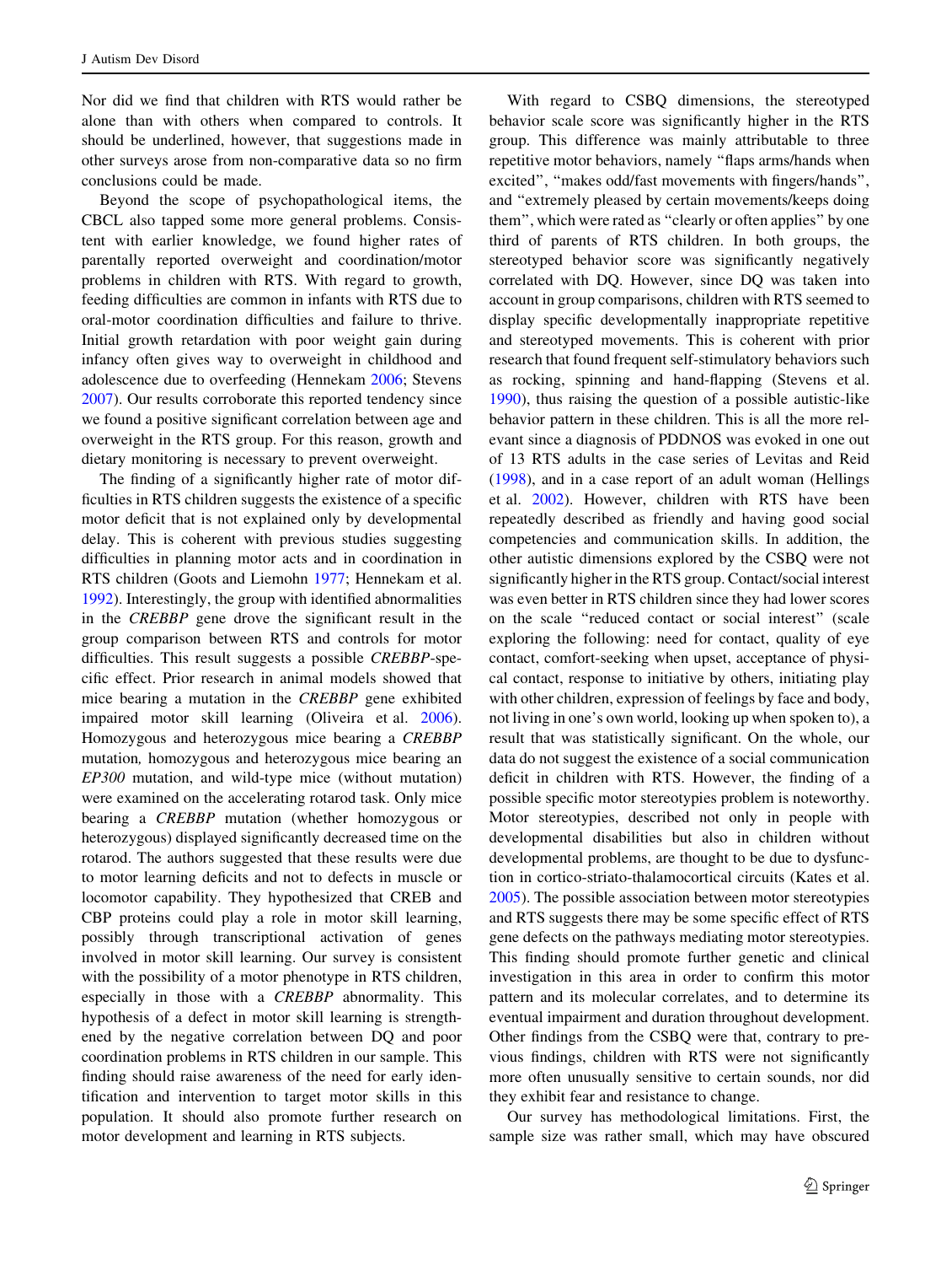Nor did we find that children with RTS would rather be alone than with others when compared to controls. It should be underlined, however, that suggestions made in other surveys arose from non-comparative data so no firm conclusions could be made.

Beyond the scope of psychopathological items, the CBCL also tapped some more general problems. Consistent with earlier knowledge, we found higher rates of parentally reported overweight and coordination/motor problems in children with RTS. With regard to growth, feeding difficulties are common in infants with RTS due to oral-motor coordination difficulties and failure to thrive. Initial growth retardation with poor weight gain during infancy often gives way to overweight in childhood and adolescence due to overfeeding (Hennekam 2006; Stevens 2007). Our results corroborate this reported tendency since we found a positive significant correlation between age and overweight in the RTS group. For this reason, growth and dietary monitoring is necessary to prevent overweight.

The finding of a significantly higher rate of motor difficulties in RTS children suggests the existence of a specific motor deficit that is not explained only by developmental delay. This is coherent with previous studies suggesting difficulties in planning motor acts and in coordination in RTS children (Goots and Liemohn 1977; Hennekam et al. 1992). Interestingly, the group with identified abnormalities in the *CREBBP* gene drove the significant result in the group comparison between RTS and controls for motor difficulties. This result suggests a possible *CREBBP*-specific effect. Prior research in animal models showed that mice bearing a mutation in the *CREBBP* gene exhibited impaired motor skill learning (Oliveira et al. 2006). Homozygous and heterozygous mice bearing a *CREBBP* mutation, homozygous and heterozygous mice bearing an *EP300* mutation, and wild-type mice (without mutation) were examined on the accelerating rotarod task. Only mice bearing a *CREBBP* mutation (whether homozygous or heterozygous) displayed significantly decreased time on the rotarod. The authors suggested that these results were due to motor learning deficits and not to defects in muscle or locomotor capability. They hypothesized that CREB and CBP proteins could play a role in motor skill learning, possibly through transcriptional activation of genes involved in motor skill learning. Our survey is consistent with the possibility of a motor phenotype in RTS children, especially in those with a *CREBBP* abnormality. This hypothesis of a defect in motor skill learning is strengthened by the negative correlation between DQ and poor coordination problems in RTS children in our sample. This finding should raise awareness of the need for early identification and intervention to target motor skills in this population. It should also promote further research on motor development and learning in RTS subjects.

With regard to CSBQ dimensions, the stereotyped behavior scale score was significantly higher in the RTS group. This difference was mainly attributable to three repetitive motor behaviors, namely "flaps arms/hands when excited", "makes odd/fast movements with fingers/hands", and "extremely pleased by certain movements/keeps doing them", which were rated as "clearly or often applies" by one third of parents of RTS children. In both groups, the stereotyped behavior score was significantly negatively correlated with DQ. However, since DQ was taken into account in group comparisons, children with RTS seemed to display specific developmentally inappropriate repetitive and stereotyped movements. This is coherent with prior research that found frequent self-stimulatory behaviors such as rocking, spinning and hand-flapping (Stevens et al. 1990), thus raising the question of a possible autistic-like behavior pattern in these children. This is all the more relevant since a diagnosis of PDDNOS was evoked in one out of 13 RTS adults in the case series of Levitas and Reid (1998), and in a case report of an adult woman (Hellings et al. 2002). However, children with RTS have been repeatedly described as friendly and having good social competencies and communication skills. In addition, the other autistic dimensions explored by the CSBQ were not significantly higher in the RTS group. Contact/social interest was even better in RTS children since they had lower scores on the scale "reduced contact or social interest" (scale exploring the following: need for contact, quality of eye contact, comfort-seeking when upset, acceptance of physical contact, response to initiative by others, initiating play with other children, expression of feelings by face and body, not living in one's own world, looking up when spoken to), a result that was statistically significant. On the whole, our data do not suggest the existence of a social communication deficit in children with RTS. However, the finding of a possible specific motor stereotypies problem is noteworthy. Motor stereotypies, described not only in people with developmental disabilities but also in children without developmental problems, are thought to be due to dysfunction in cortico-striato-thalamocortical circuits (Kates et al. 2005). The possible association between motor stereotypies and RTS suggests there may be some specific effect of RTS gene defects on the pathways mediating motor stereotypies. This finding should promote further genetic and clinical investigation in this area in order to confirm this motor pattern and its molecular correlates, and to determine its eventual impairment and duration throughout development. Other findings from the CSBQ were that, contrary to previous findings, children with RTS were not significantly more often unusually sensitive to certain sounds, nor did they exhibit fear and resistance to change.

Our survey has methodological limitations. First, the sample size was rather small, which may have obscured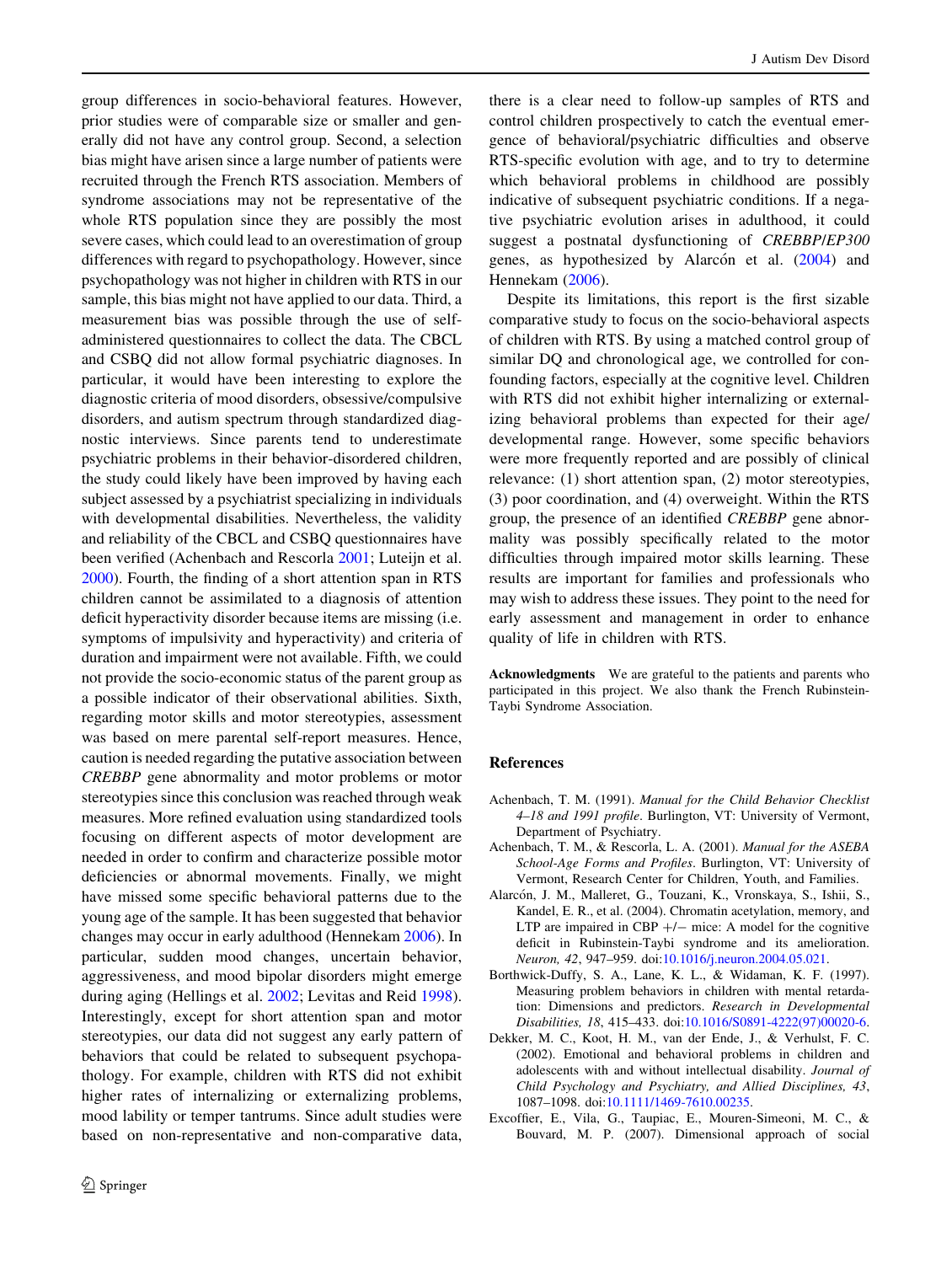group differences in socio-behavioral features. However, prior studies were of comparable size or smaller and generally did not have any control group. Second, a selection bias might have arisen since a large number of patients were recruited through the French RTS association. Members of syndrome associations may not be representative of the whole RTS population since they are possibly the most severe cases, which could lead to an overestimation of group differences with regard to psychopathology. However, since psychopathology was not higher in children with RTS in our sample, this bias might not have applied to our data. Third, a measurement bias was possible through the use of self-administered questionnaires to collect the data. The CBCL and CSBQ did not allow formal psychiatric diagnoses. In particular, it would have been interesting to explore the diagnostic criteria of mood disorders, obsessive/compulsive disorders, and autism spectrum through standardized diagnostic interviews. Since parents tend to underestimate psychiatric problems in their behavior-disordered children, the study could likely have been improved by having each subject assessed by a psychiatrist specializing in individuals with developmental disabilities. Nevertheless, the validity and reliability of the CBCL and CSBQ questionnaires have been verified (Achenbach and Rescorla 2001; Luteijn et al. 2000). Fourth, the finding of a short attention span in RTS children cannot be assimilated to a diagnosis of attention deficit hyperactivity disorder because items are missing (i.e. symptoms of impulsivity and hyperactivity) and criteria of duration and impairment were not available. Fifth, we could not provide the socio-economic status of the parent group as a possible indicator of their observational abilities. Sixth, regarding motor skills and motor stereotypies, assessment was based on mere parental self-report measures. Hence, caution is needed regarding the putative association between *CREBBP* gene abnormality and motor problems or motor stereotypies since this conclusion was reached through weak measures. More refined evaluation using standardized tools focusing on different aspects of motor development are needed in order to confirm and characterize possible motor deficiencies or abnormal movements. Finally, we might have missed some specific behavioral patterns due to the young age of the sample. It has been suggested that behavior changes may occur in early adulthood (Hennekam 2006). In particular, sudden mood changes, uncertain behavior, aggressiveness, and mood bipolar disorders might emerge during aging (Hellings et al. 2002; Levitas and Reid 1998). Interestingly, except for short attention span and motor stereotypies, our data did not suggest any early pattern of behaviors that could be related to subsequent psychopathology. For example, children with RTS did not exhibit higher rates of internalizing or externalizing problems, mood lability or temper tantrums. Since adult studies were based on non-representative and non-comparative data, there is a clear need to follow-up samples of RTS and control children prospectively to catch the eventual emergence of behavioral/psychiatric difficulties and observe RTS-specific evolution with age, and to try to determine which behavioral problems in childhood are possibly indicative of subsequent psychiatric conditions. If a negative psychiatric evolution arises in adulthood, it could suggest a postnatal dysfunctioning of *CREBBP/EP300* genes, as hypothesized by Alarcón et al. (2004) and Hennekam (2006).

Despite its limitations, this report is the first sizable comparative study to focus on the socio-behavioral aspects of children with RTS. By using a matched control group of similar DQ and chronological age, we controlled for confounding factors, especially at the cognitive level. Children with RTS did not exhibit higher internalizing or externalizing behavioral problems than expected for their age/developmental range. However, some specific behaviors were more frequently reported and are possibly of clinical relevance: (1) short attention span, (2) motor stereotypies, (3) poor coordination, and (4) overweight. Within the RTS group, the presence of an identified *CREBBP* gene abnormality was possibly specifically related to the motor difficulties through impaired motor skills learning. These results are important for families and professionals who may wish to address these issues. They point to the need for early assessment and management in order to enhance quality of life in children with RTS.

**Acknowledgments** We are grateful to the patients and parents who participated in this project. We also thank the French Rubinstein-Taybi Syndrome Association.

## References

Achenbach, T. M. (1991). *Manual for the Child Behavior Checklist 4–18 and 1991 profile*. Burlington, VT: University of Vermont, Department of Psychiatry.

Achenbach, T. M., & Rescorla, L. A. (2001). *Manual for the ASEBA School-Age Forms and Profiles*. Burlington, VT: University of Vermont, Research Center for Children, Youth, and Families.

Alarcón, J. M., Malleret, G., Touzani, K., Vronskaya, S., Ishii, S., Kandel, E. R., et al. (2004). Chromatin acetylation, memory, and LTP are impaired in CBP +/− mice: A model for the cognitive deficit in Rubinstein-Taybi syndrome and its amelioration. *Neuron, 42*, 947–959. doi:10.1016/j.neuron.2004.05.021.

Borthwick-Duffy, S. A., Lane, K. L., & Widaman, K. F. (1997). Measuring problem behaviors in children with mental retardation: Dimensions and predictors. *Research in Developmental Disabilities, 18*, 415–433. doi:10.1016/S0891-4222(97)00020-6.

Dekker, M. C., Koot, H. M., van der Ende, J., & Verhulst, F. C. (2002). Emotional and behavioral problems in children and adolescents with and without intellectual disability. *Journal of Child Psychology and Psychiatry, and Allied Disciplines, 43*, 1087–1098. doi:10.1111/1469-7610.00235.

Excoffier, E., Vila, G., Taupiac, E., Mouren-Simeoni, M. C., & Bouvard, M. P. (2007). Dimensional approach of social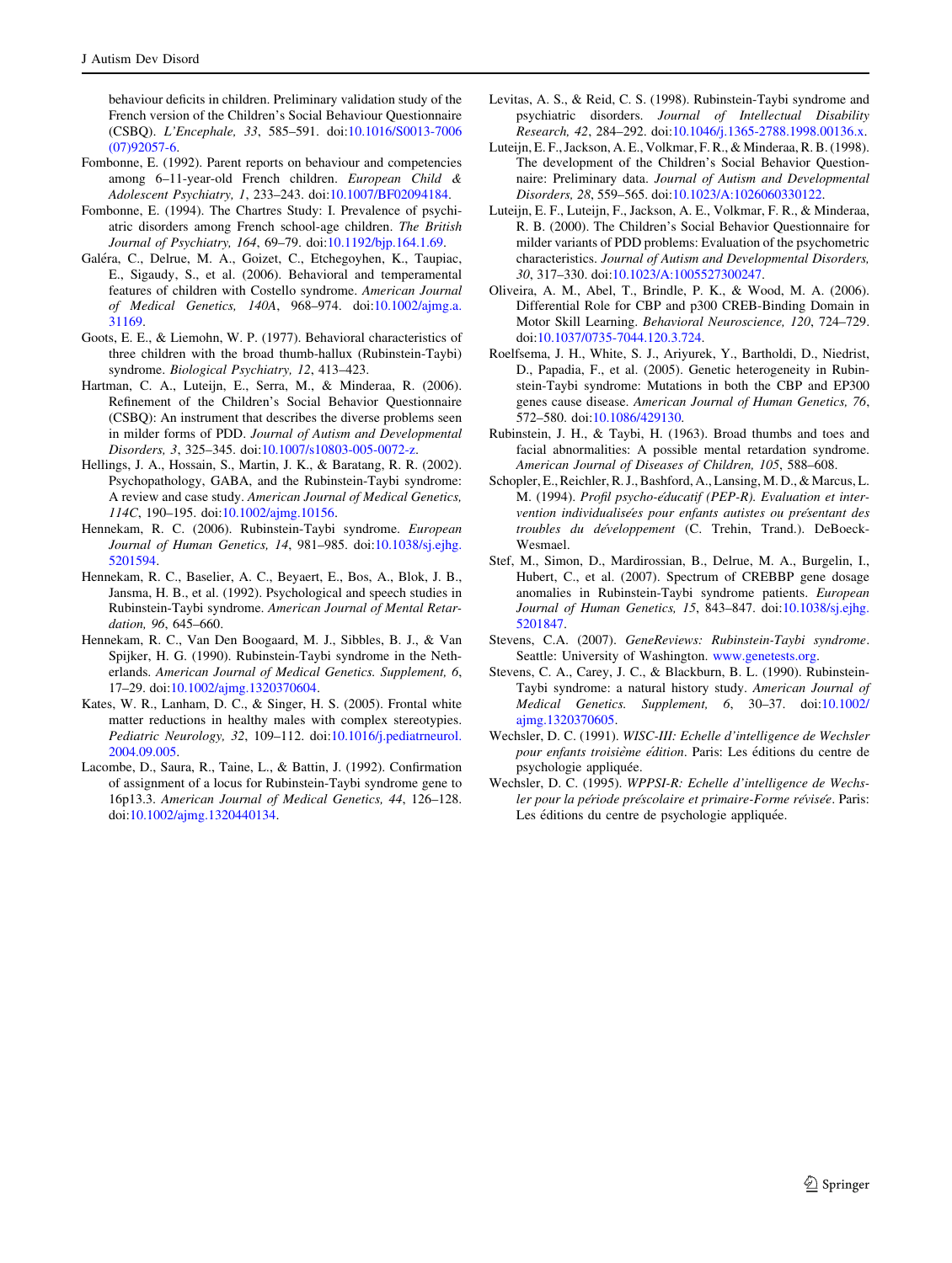behaviour deficits in children. Preliminary validation study of the French version of the Children's Social Behaviour Questionnaire (CSBQ). *L'Encephale, 33*, 585–591. doi:10.1016/S0013-7006(07)92057-6.

Fombonne, E. (1992). Parent reports on behaviour and competencies among 6–11-year-old French children. *European Child & Adolescent Psychiatry, 1*, 233–243. doi:10.1007/BF02094184.

Fombonne, E. (1994). The Chartres Study: I. Prevalence of psychiatric disorders among French school-age children. *The British Journal of Psychiatry, 164*, 69–79. doi:10.1192/bjp.164.1.69.

Galéra, C., Delrue, M. A., Goizet, C., Etchegoyhen, K., Taupiac, E., Sigaudy, S., et al. (2006). Behavioral and temperamental features of children with Costello syndrome. *American Journal of Medical Genetics, 140A*, 968–974. doi:10.1002/ajmg.a.31169.

Goots, E. E., & Liemohn, W. P. (1977). Behavioral characteristics of three children with the broad thumb-hallux (Rubinstein-Taybi) syndrome. *Biological Psychiatry, 12*, 413–423.

Hartman, C. A., Luteijn, E., Serra, M., & Minderaa, R. (2006). Refinement of the Children's Social Behavior Questionnaire (CSBQ): An instrument that describes the diverse problems seen in milder forms of PDD. *Journal of Autism and Developmental Disorders, 3*, 325–345. doi:10.1007/s10803-005-0072-z.

Hellings, J. A., Hossain, S., Martin, J. K., & Baratang, R. R. (2002). Psychopathology, GABA, and the Rubinstein-Taybi syndrome: A review and case study. *American Journal of Medical Genetics, 114C*, 190–195. doi:10.1002/ajmg.10156.

Hennekam, R. C. (2006). Rubinstein-Taybi syndrome. *European Journal of Human Genetics, 14*, 981–985. doi:10.1038/sj.ejhg.5201594.

Hennekam, R. C., Baselier, A. C., Beyaert, E., Bos, A., Blok, J. B., Jansma, H. B., et al. (1992). Psychological and speech studies in Rubinstein-Taybi syndrome. *American Journal of Mental Retardation, 96*, 645–660.

Hennekam, R. C., Van Den Boogaard, M. J., Sibbles, B. J., & Van Spijker, H. G. (1990). Rubinstein-Taybi syndrome in the Netherlands. *American Journal of Medical Genetics. Supplement, 6*, 17–29. doi:10.1002/ajmg.1320370604.

Kates, W. R., Lanham, D. C., & Singer, H. S. (2005). Frontal white matter reductions in healthy males with complex stereotypies. *Pediatric Neurology, 32*, 109–112. doi:10.1016/j.pediatrneurol.2004.09.005.

Lacombe, D., Saura, R., Taine, L., & Battin, J. (1992). Confirmation of assignment of a locus for Rubinstein-Taybi syndrome gene to 16p13.3. *American Journal of Medical Genetics, 44*, 126–128. doi:10.1002/ajmg.1320440134.

Levitas, A. S., & Reid, C. S. (1998). Rubinstein-Taybi syndrome and psychiatric disorders. *Journal of Intellectual Disability Research, 42*, 284–292. doi:10.1046/j.1365-2788.1998.00136.x.

Luteijn, E. F., Jackson, A. E., Volkmar, F. R., & Minderaa, R. B. (1998). The development of the Children's Social Behavior Questionnaire: Preliminary data. *Journal of Autism and Developmental Disorders, 28*, 559–565. doi:10.1023/A:1026060330122.

Luteijn, E. F., Luteijn, F., Jackson, A. E., Volkmar, F. R., & Minderaa, R. B. (2000). The Children's Social Behavior Questionnaire for milder variants of PDD problems: Evaluation of the psychometric characteristics. *Journal of Autism and Developmental Disorders, 30*, 317–330. doi:10.1023/A:1005527300247.

Oliveira, A. M., Abel, T., Brindle, P. K., & Wood, M. A. (2006). Differential Role for CBP and p300 CREB-Binding Domain in Motor Skill Learning. *Behavioral Neuroscience, 120*, 724–729. doi:10.1037/0735-7044.120.3.724.

Roelfsema, J. H., White, S. J., Ariyurek, Y., Bartholdi, D., Niedrist, D., Papadia, F., et al. (2005). Genetic heterogeneity in Rubinstein-Taybi syndrome: Mutations in both the CBP and EP300 genes cause disease. *American Journal of Human Genetics, 76*, 572–580. doi:10.1086/429130.

Rubinstein, J. H., & Taybi, H. (1963). Broad thumbs and toes and facial abnormalities: A possible mental retardation syndrome. *American Journal of Diseases of Children, 105*, 588–608.

Schopler, E., Reichler, R. J., Bashford, A., Lansing, M. D., & Marcus, L. M. (1994). *Profil psycho-éducatif (PEP-R). Evaluation et intervention individualisées pour enfants autistes ou présentant des troubles du développement* (C. Trehin, Trand.). DeBoeck-Wesmael.

Stef, M., Simon, D., Mardirossian, B., Delrue, M. A., Burgelin, I., Hubert, C., et al. (2007). Spectrum of CREBBP gene dosage anomalies in Rubinstein-Taybi syndrome patients. *European Journal of Human Genetics, 15*, 843–847. doi:10.1038/sj.ejhg.5201847.

Stevens, C.A. (2007). *GeneReviews: Rubinstein-Taybi syndrome*. Seattle: University of Washington. www.genetests.org.

Stevens, C. A., Carey, J. C., & Blackburn, B. L. (1990). Rubinstein-Taybi syndrome: a natural history study. *American Journal of Medical Genetics. Supplement, 6*, 30–37. doi:10.1002/ajmg.1320370605.

Wechsler, D. C. (1991). *WISC-III: Echelle d'intelligence de Wechsler pour enfants troisième édition*. Paris: Les éditions du centre de psychologie appliquée.

Wechsler, D. C. (1995). *WPPSI-R: Echelle d'intelligence de Wechsler pour la période préscolaire et primaire-Forme révisée*. Paris: Les éditions du centre de psychologie appliquée.